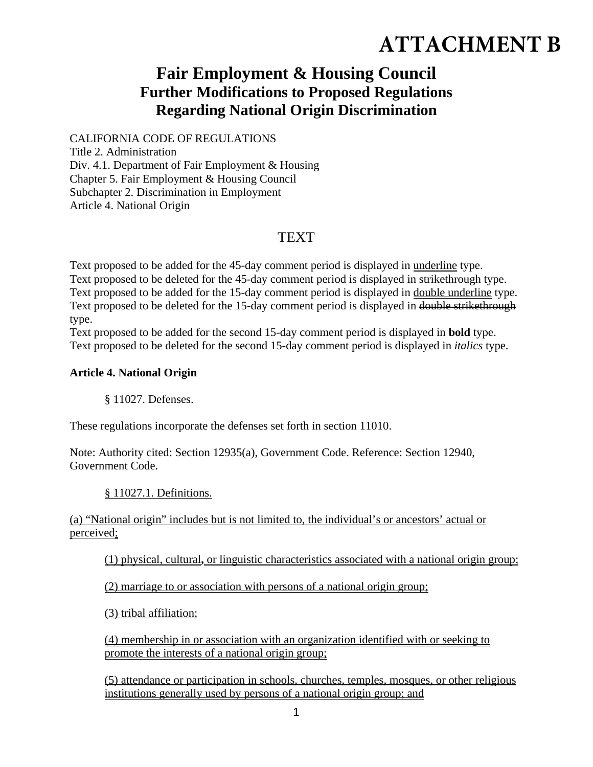# ATTACHMENT B

## Fair Employment & Housing Council
### Further Modifications to Proposed Regulations
### Regarding National Origin Discrimination

CALIFORNIA CODE OF REGULATIONS
Title 2. Administration
Div. 4.1. Department of Fair Employment & Housing
Chapter 5. Fair Employment & Housing Council
Subchapter 2. Discrimination in Employment
Article 4. National Origin

TEXT

Text proposed to be added for the 45-day comment period is displayed in <u>underline</u> type.
Text proposed to be deleted for the 45-day comment period is displayed in ~~strikethrough~~ type.
Text proposed to be added for the 15-day comment period is displayed in <u>double underline</u> type.
Text proposed to be deleted for the 15-day comment period is displayed in ~~double strikethrough~~ type.
Text proposed to be added for the second 15-day comment period is displayed in **bold** type.
Text proposed to be deleted for the second 15-day comment period is displayed in *italics* type.

**Article 4. National Origin**

§ 11027. Defenses.

These regulations incorporate the defenses set forth in section 11010.

Note: Authority cited: Section 12935(a), Government Code. Reference: Section 12940, Government Code.

<u>§ 11027.1. Definitions.</u>

<u>(a) “National origin” includes but is not limited to, the individual’s or ancestors’ actual or perceived:</u>

<u>(1) physical, cultural</u>**,** <u>or linguistic characteristics associated with a national origin group;</u>

<u>(2) marriage to or association with persons of a national origin group;</u>

<u>(3) tribal affiliation;</u>

<u>(4) membership in or association with an organization identified with or seeking to promote the interests of a national origin group;</u>

<u>(5) attendance or participation in schools, churches, temples, mosques, or other religious institutions generally used by persons of a national origin group; and</u>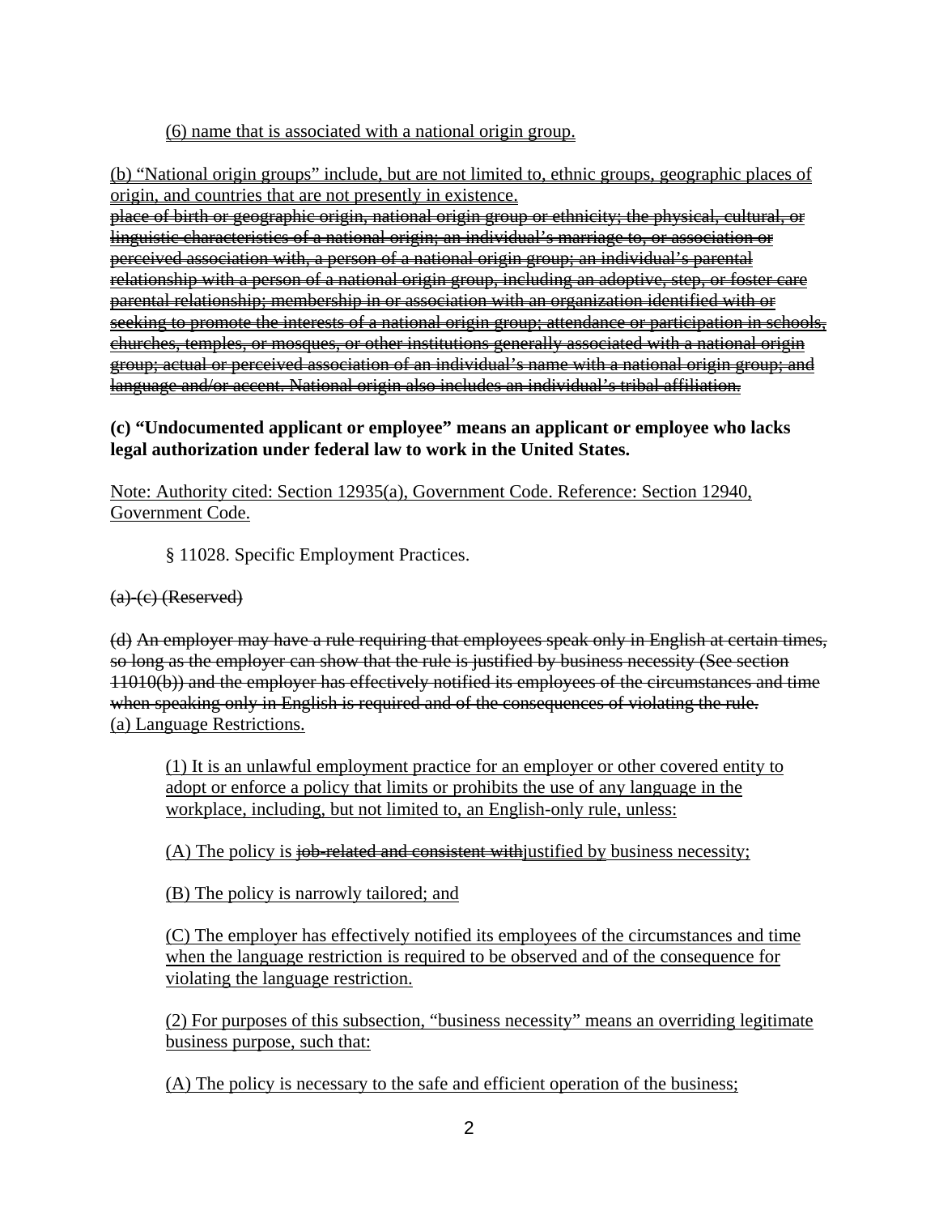<u>(6) name that is associated with a national origin group.</u>

<u>(b) “National origin groups” include, but are not limited to, ethnic groups, geographic places of origin, and countries that are not presently in existence.</u>
~~place of birth or geographic origin, national origin group or ethnicity; the physical, cultural, or linguistic characteristics of a national origin; an individual’s marriage to, or association or perceived association with, a person of a national origin group; an individual’s parental relationship with a person of a national origin group, including an adoptive, step, or foster care parental relationship; membership in or association with an organization identified with or seeking to promote the interests of a national origin group; attendance or participation in schools, churches, temples, or mosques, or other institutions generally associated with a national origin group; actual or perceived association of an individual’s name with a national origin group; and language and/or accent. National origin also includes an individual’s tribal affiliation.~~

**(c) “Undocumented applicant or employee” means an applicant or employee who lacks legal authorization under federal law to work in the United States.**

<u>Note: Authority cited: Section 12935(a), Government Code. Reference: Section 12940, Government Code.</u>

§ 11028. Specific Employment Practices.

~~(a)-(c) (Reserved)~~

~~(d) An employer may have a rule requiring that employees speak only in English at certain times, so long as the employer can show that the rule is justified by business necessity (See section 11010(b)) and the employer has effectively notified its employees of the circumstances and time when speaking only in English is required and of the consequences of violating the rule.~~
<u>(a) Language Restrictions.</u>

<u>(1) It is an unlawful employment practice for an employer or other covered entity to adopt or enforce a policy that limits or prohibits the use of any language in the workplace, including, but not limited to, an English-only rule, unless:</u>

<u>(A) The policy is</u> ~~job-related and consistent with~~<u>justified by business necessity;</u>

<u>(B) The policy is narrowly tailored; and</u>

<u>(C) The employer has effectively notified its employees of the circumstances and time when the language restriction is required to be observed and of the consequence for violating the language restriction.</u>

<u>(2) For purposes of this subsection, “business necessity” means an overriding legitimate business purpose, such that:</u>

<u>(A) The policy is necessary to the safe and efficient operation of the business;</u>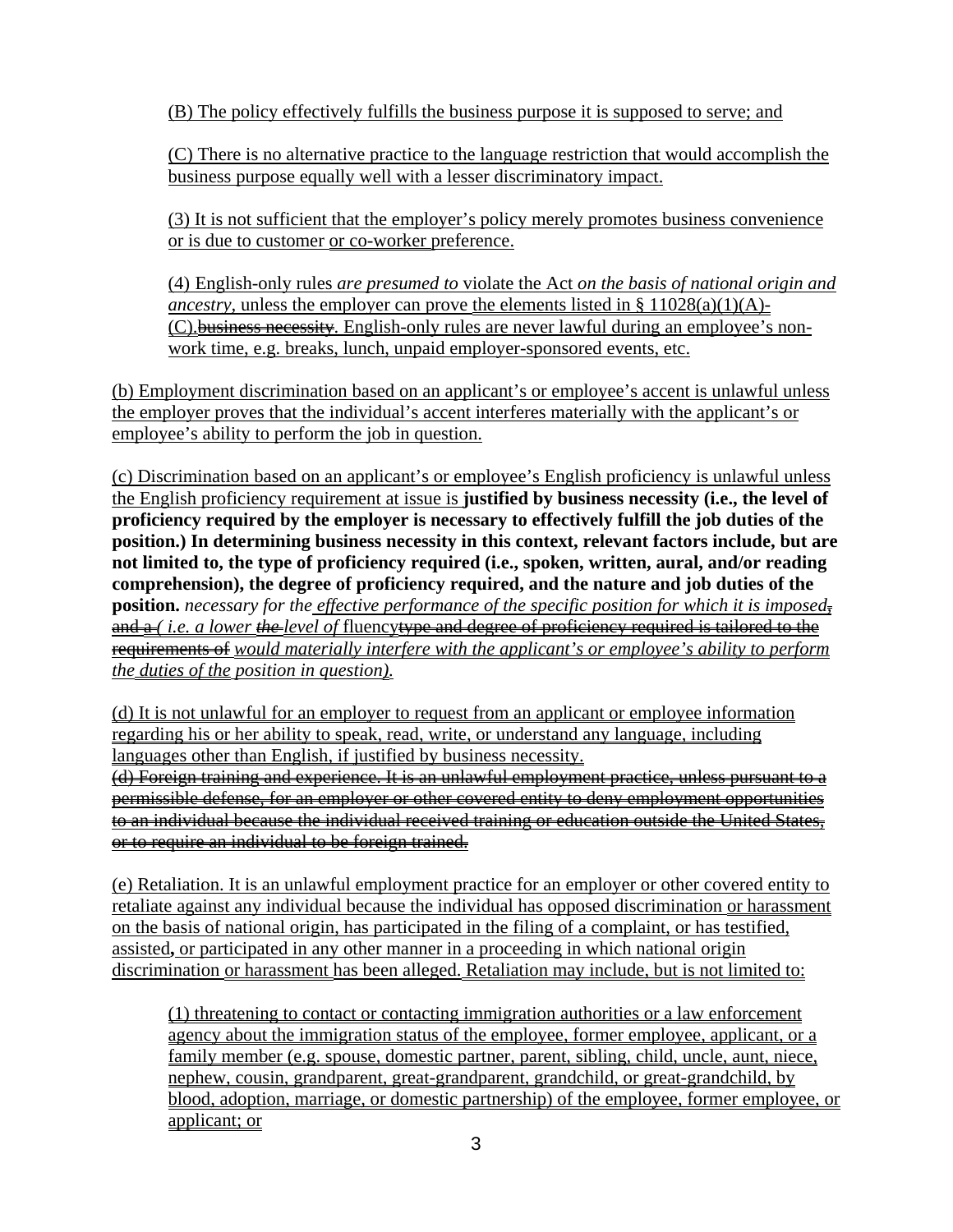(B) The policy effectively fulfills the business purpose it is supposed to serve; and

(C) There is no alternative practice to the language restriction that would accomplish the business purpose equally well with a lesser discriminatory impact.

(3) It is not sufficient that the employer's policy merely promotes business convenience or is due to customer or co-worker preference.

(4) English-only rules *are presumed to* violate the Act *on the basis of national origin and ancestry*, unless the employer can prove the elements listed in § 11028(a)(1)(A)-(C).~~business necessity~~. English-only rules are never lawful during an employee's non-work time, e.g. breaks, lunch, unpaid employer-sponsored events, etc.

(b) Employment discrimination based on an applicant's or employee's accent is unlawful unless the employer proves that the individual's accent interferes materially with the applicant's or employee's ability to perform the job in question.

(c) Discrimination based on an applicant's or employee's English proficiency is unlawful unless the English proficiency requirement at issue is **justified by business necessity (i.e., the level of proficiency required by the employer is necessary to effectively fulfill the job duties of the position.) In determining business necessity in this context, relevant factors include, but are not limited to, the type of proficiency required (i.e., spoken, written, aural, and/or reading comprehension), the degree of proficiency required, and the nature and job duties of the position.** *necessary for the effective performance of the specific position for which it is imposed*~~,~~ ~~and a~~ *( i.e. a lower* ~~*the*~~ *level of* fluency~~type and degree of proficiency required is tailored to the requirements of~~ *would materially interfere with the applicant's or employee's ability to perform the duties of the position in question).*

(d) It is not unlawful for an employer to request from an applicant or employee information regarding his or her ability to speak, read, write, or understand any language, including languages other than English, if justified by business necessity.
~~(d) Foreign training and experience. It is an unlawful employment practice, unless pursuant to a permissible defense, for an employer or other covered entity to deny employment opportunities to an individual because the individual received training or education outside the United States, or to require an individual to be foreign trained.~~

(e) Retaliation. It is an unlawful employment practice for an employer or other covered entity to retaliate against any individual because the individual has opposed discrimination or harassment on the basis of national origin, has participated in the filing of a complaint, or has testified, assisted**,** or participated in any other manner in a proceeding in which national origin discrimination or harassment has been alleged. Retaliation may include, but is not limited to:

(1) threatening to contact or contacting immigration authorities or a law enforcement agency about the immigration status of the employee, former employee, applicant, or a family member (e.g. spouse, domestic partner, parent, sibling, child, uncle, aunt, niece, nephew, cousin, grandparent, great-grandparent, grandchild, or great-grandchild, by blood, adoption, marriage, or domestic partnership) of the employee, former employee, or applicant; or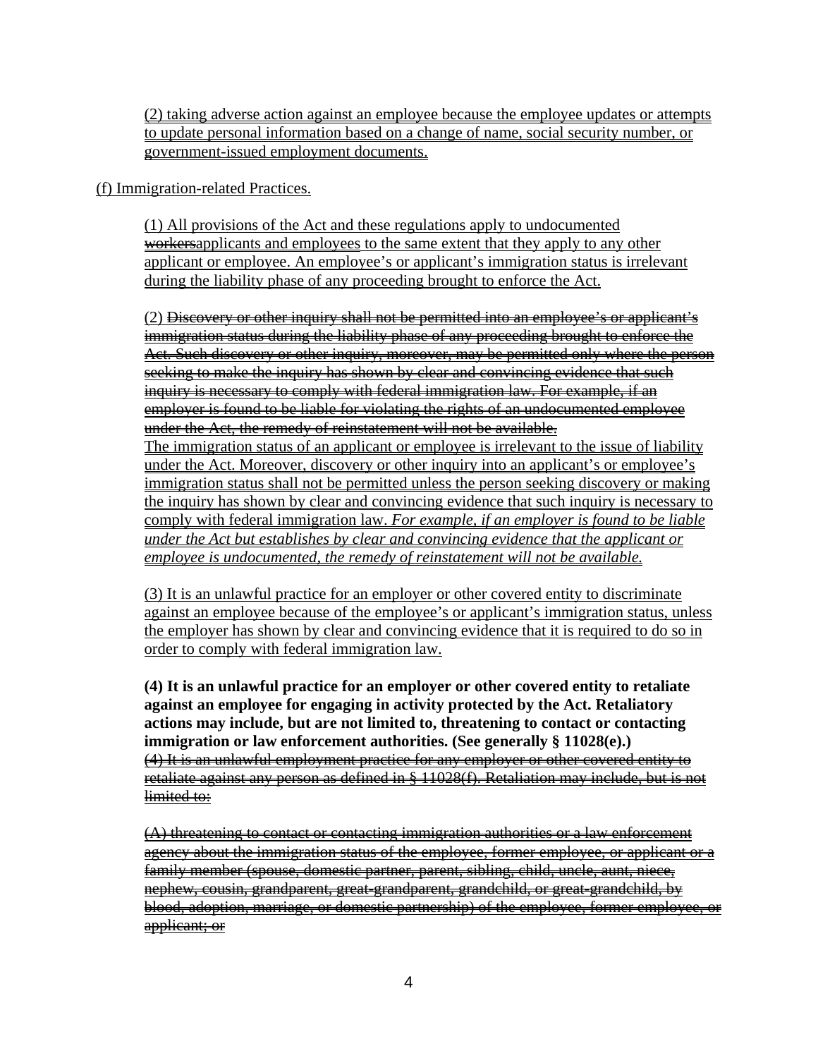(2) taking adverse action against an employee because the employee updates or attempts to update personal information based on a change of name, social security number, or government-issued employment documents.

(f) Immigration-related Practices.

(1) All provisions of the Act and these regulations apply to undocumented ~~workers~~applicants and employees to the same extent that they apply to any other applicant or employee. An employee's or applicant's immigration status is irrelevant during the liability phase of any proceeding brought to enforce the Act.

(2) ~~Discovery or other inquiry shall not be permitted into an employee's or applicant's immigration status during the liability phase of any proceeding brought to enforce the Act. Such discovery or other inquiry, moreover, may be permitted only where the person seeking to make the inquiry has shown by clear and convincing evidence that such inquiry is necessary to comply with federal immigration law. For example, if an employer is found to be liable for violating the rights of an undocumented employee under the Act, the remedy of reinstatement will not be available.~~
The immigration status of an applicant or employee is irrelevant to the issue of liability under the Act. Moreover, discovery or other inquiry into an applicant's or employee's immigration status shall not be permitted unless the person seeking discovery or making the inquiry has shown by clear and convincing evidence that such inquiry is necessary to comply with federal immigration law. *For example, if an employer is found to be liable under the Act but establishes by clear and convincing evidence that the applicant or employee is undocumented, the remedy of reinstatement will not be available.*

(3) It is an unlawful practice for an employer or other covered entity to discriminate against an employee because of the employee's or applicant's immigration status, unless the employer has shown by clear and convincing evidence that it is required to do so in order to comply with federal immigration law.

**(4) It is an unlawful practice for an employer or other covered entity to retaliate against an employee for engaging in activity protected by the Act. Retaliatory actions may include, but are not limited to, threatening to contact or contacting immigration or law enforcement authorities. (See generally § 11028(e).)**
~~(4) It is an unlawful employment practice for any employer or other covered entity to retaliate against any person as defined in § 11028(f). Retaliation may include, but is not limited to:~~

~~(A) threatening to contact or contacting immigration authorities or a law enforcement agency about the immigration status of the employee, former employee, or applicant or a family member (spouse, domestic partner, parent, sibling, child, uncle, aunt, niece, nephew, cousin, grandparent, great-grandparent, grandchild, or great-grandchild, by blood, adoption, marriage, or domestic partnership) of the employee, former employee, or applicant; or~~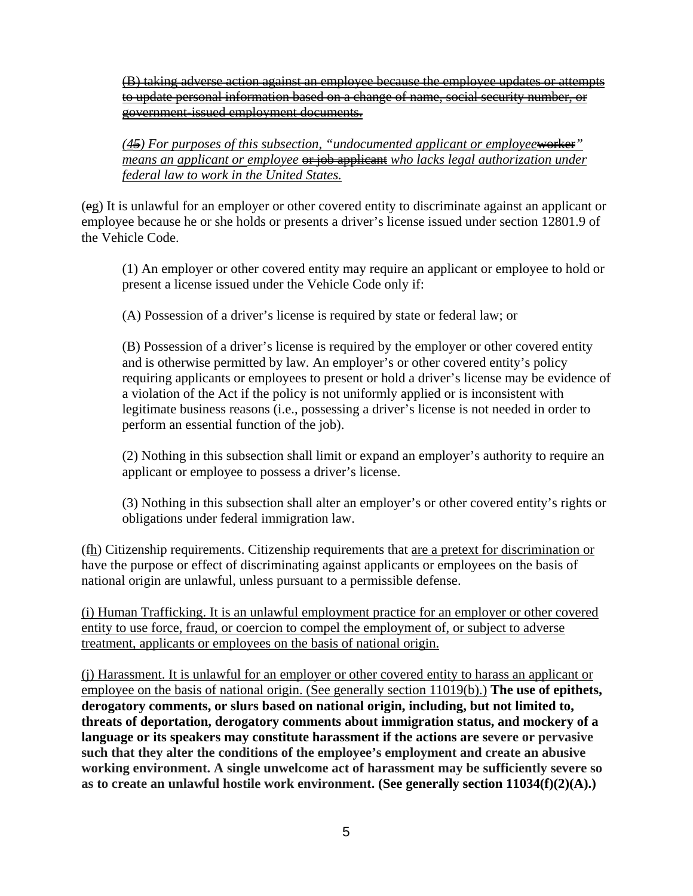~~(B) taking adverse action against an employee because the employee updates or attempts to update personal information based on a change of name, social security number, or government-issued employment documents.~~

*(<u>4</u>~~5~~) For purposes of this subsection, "undocumented <u>applicant or employee</u>~~worker~~" means an <u>applicant or</u> employee ~~or job applicant~~ who lacks legal authorization under federal law to work in the United States.*

(~~e~~<u>g</u>) It is unlawful for an employer or other covered entity to discriminate against an applicant or employee because he or she holds or presents a driver's license issued under section 12801.9 of the Vehicle Code.

(1) An employer or other covered entity may require an applicant or employee to hold or present a license issued under the Vehicle Code only if:

(A) Possession of a driver's license is required by state or federal law; or

(B) Possession of a driver's license is required by the employer or other covered entity and is otherwise permitted by law. An employer's or other covered entity's policy requiring applicants or employees to present or hold a driver's license may be evidence of a violation of the Act if the policy is not uniformly applied or is inconsistent with legitimate business reasons (i.e., possessing a driver's license is not needed in order to perform an essential function of the job).

(2) Nothing in this subsection shall limit or expand an employer's authority to require an applicant or employee to possess a driver's license.

(3) Nothing in this subsection shall alter an employer's or other covered entity's rights or obligations under federal immigration law.

(~~f~~<u>h</u>) Citizenship requirements. Citizenship requirements that <u>are a pretext for discrimination or</u> have the purpose or effect of discriminating against applicants or employees on the basis of national origin are unlawful, unless pursuant to a permissible defense.

<u>(i) Human Trafficking. It is an unlawful employment practice for an employer or other covered entity to use force, fraud, or coercion to compel the employment of, or subject to adverse treatment, applicants or employees on the basis of national origin.</u>

<u>(j) Harassment. It is unlawful for an employer or other covered entity to harass an applicant or employee on the basis of national origin. (See generally section 11019(b).)</u> **The use of epithets, derogatory comments, or slurs based on national origin, including, but not limited to, threats of deportation, derogatory comments about immigration status, and mockery of a language or its speakers may constitute harassment if the actions are severe or pervasive such that they alter the conditions of the employee's employment and create an abusive working environment. A single unwelcome act of harassment may be sufficiently severe so as to create an unlawful hostile work environment. (See generally section 11034(f)(2)(A).)**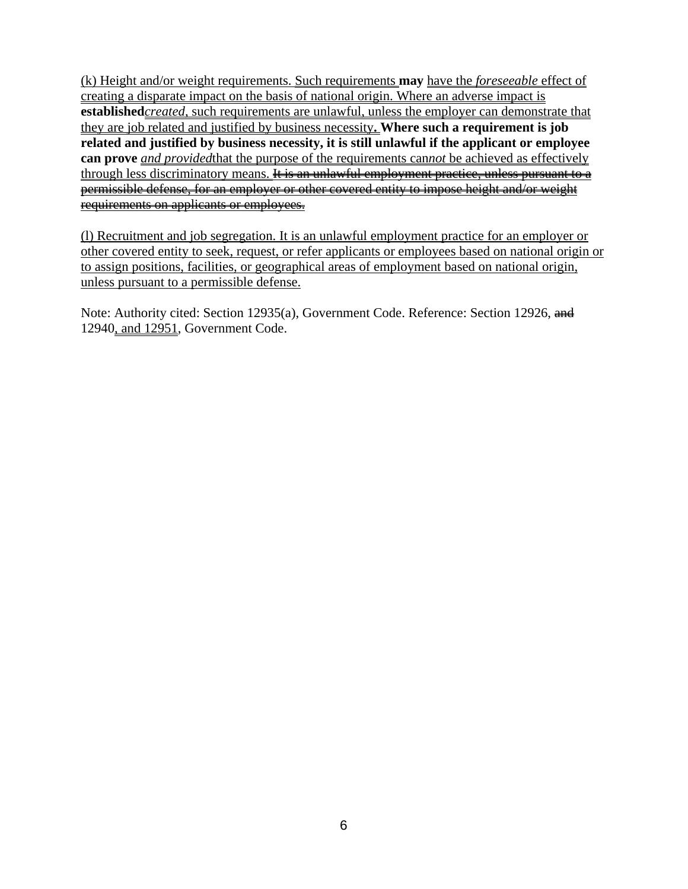(k) Height and/or weight requirements. Such requirements **may** have the *foreseeable* effect of creating a disparate impact on the basis of national origin. Where an adverse impact is **established***created*, such requirements are unlawful, unless the employer can demonstrate that they are job related and justified by business necessity**. Where such a requirement is job related and justified by business necessity, it is still unlawful if the applicant or employee can prove** *and provided*that the purpose of the requirements can*not* be achieved as effectively through less discriminatory means. ~~It is an unlawful employment practice, unless pursuant to a permissible defense, for an employer or other covered entity to impose height and/or weight requirements on applicants or employees.~~

(l) Recruitment and job segregation. It is an unlawful employment practice for an employer or other covered entity to seek, request, or refer applicants or employees based on national origin or to assign positions, facilities, or geographical areas of employment based on national origin, unless pursuant to a permissible defense.

Note: Authority cited: Section 12935(a), Government Code. Reference: Section 12926, ~~and~~ 12940, and 12951, Government Code.